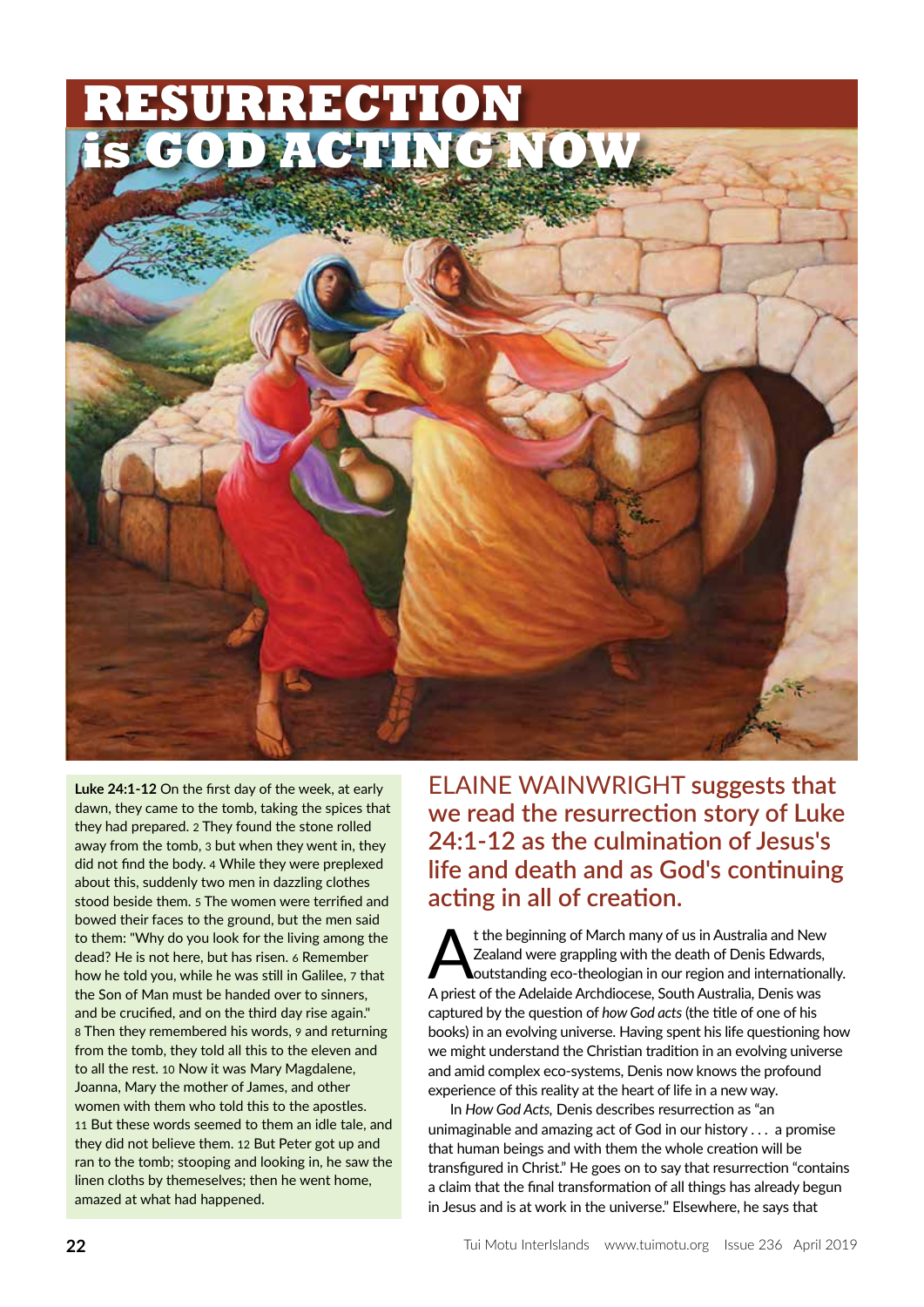# RESURRECTION is GOD ACTING NOW

**Luke 24:1-12** On the first day of the week, at early dawn, they came to the tomb, taking the spices that they had prepared. 2 They found the stone rolled away from the tomb, 3 but when they went in, they did not find the body. 4 While they were preplexed about this, suddenly two men in dazzling clothes stood beside them. 5 The women were terrified and bowed their faces to the ground, but the men said to them: "Why do you look for the living among the dead? He is not here, but has risen. 6 Remember how he told you, while he was still in Galilee, 7 that the Son of Man must be handed over to sinners, and be crucified, and on the third day rise again." 8 Then they remembered his words, 9 and returning from the tomb, they told all this to the eleven and to all the rest. 10 Now it was Mary Magdalene, Joanna, Mary the mother of James, and other women with them who told this to the apostles. 11 But these words seemed to them an idle tale, and they did not believe them. 12 But Peter got up and ran to the tomb; stooping and looking in, he saw the linen cloths by themeselves; then he went home, amazed at what had happened.

## ELAINE WAINWRIGHT suggests that we read the resurrection story of Luke 24:1-12 as the culmination of Jesus's life and death and as God's continuing acting in all of creation.

At the beginning of March many of us in Australia and New Zealand were grappling with the death of Denis Edwards, outstanding eco-theologian in our region and internationally. A priest of the Adelaide Archdiocese, South Australia, Denis was captured by the question of *how God acts* (the title of one of his books) in an evolving universe. Having spent his life questioning how we might understand the Christian tradition in an evolving universe and amid complex eco-systems, Denis now knows the profound experience of this reality at the heart of life in a new way.

In *How God Acts,* Denis describes resurrection as "an unimaginable and amazing act of God in our history . . . a promise that human beings and with them the whole creation will be transfigured in Christ." He goes on to say that resurrection "contains a claim that the final transformation of all things has already begun in Jesus and is at work in the universe." Elsewhere, he says that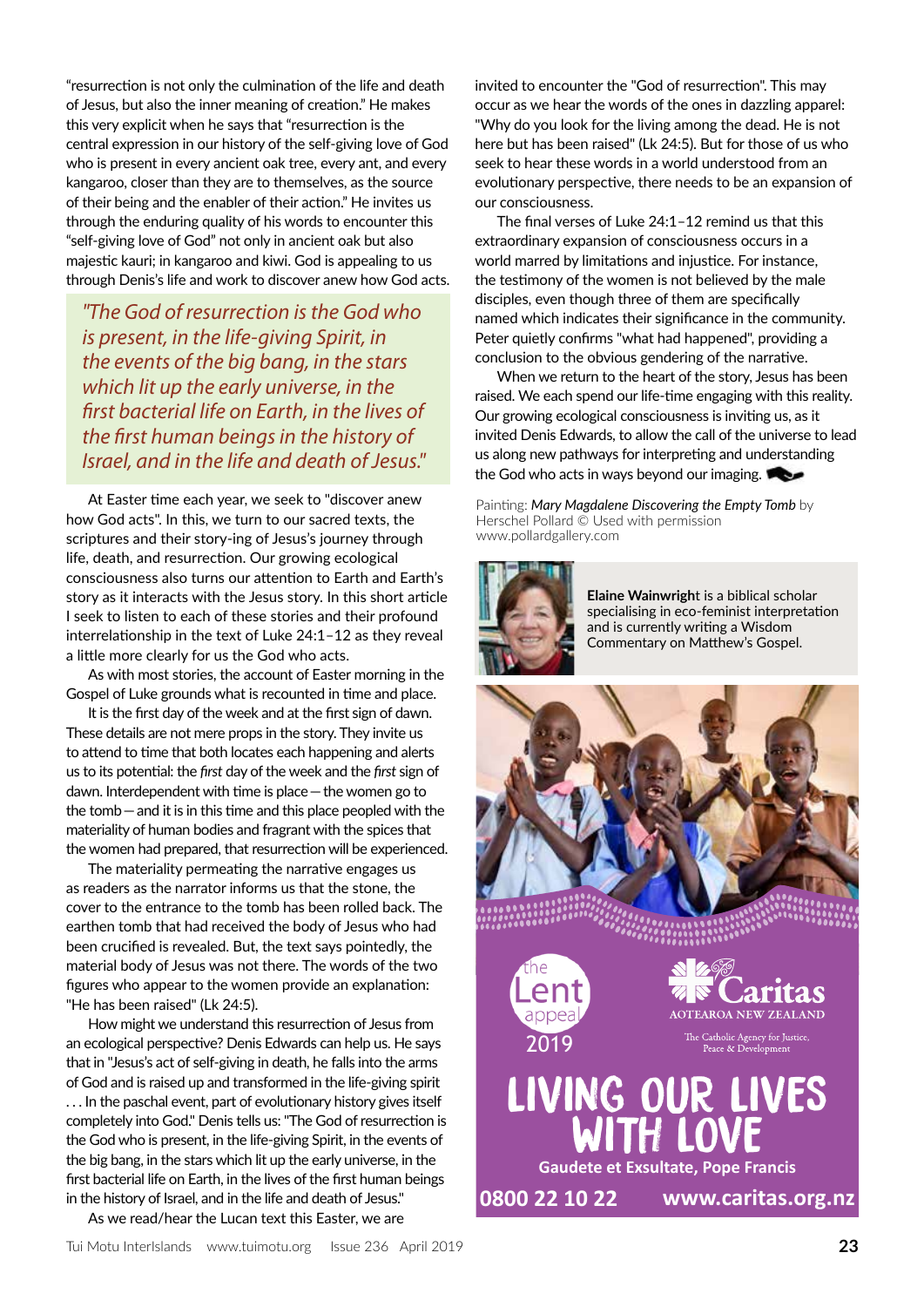"resurrection is not only the culmination of the life and death of Jesus, but also the inner meaning of creation." He makes this very explicit when he says that "resurrection is the central expression in our history of the self-giving love of God who is present in every ancient oak tree, every ant, and every kangaroo, closer than they are to themselves, as the source of their being and the enabler of their action." He invites us through the enduring quality of his words to encounter this "self-giving love of God" not only in ancient oak but also majestic kauri; in kangaroo and kiwi. God is appealing to us through Denis's life and work to discover anew how God acts.

> *"The God of resurrection is the God who is present, in the life-giving Spirit, in the events of the big bang, in the stars which lit up the early universe, in the first bacterial life on Earth, in the lives of the first human beings in the history of Israel, and in the life and death of Jesus."*

At Easter time each year, we seek to "discover anew how God acts". In this, we turn to our sacred texts, the scriptures and their story-ing of Jesus's journey through life, death, and resurrection. Our growing ecological consciousness also turns our attention to Earth and Earth's story as it interacts with the Jesus story. In this short article I seek to listen to each of these stories and their profound interrelationship in the text of Luke 24:1–12 as they reveal a little more clearly for us the God who acts.

As with most stories, the account of Easter morning in the Gospel of Luke grounds what is recounted in time and place.

It is the first day of the week and at the first sign of dawn. These details are not mere props in the story. They invite us to attend to time that both locates each happening and alerts us to its potential: the *first* day of the week and the *first* sign of dawn. Interdependent with time is place — the women go to the tomb — and it is in this time and this place peopled with the materiality of human bodies and fragrant with the spices that the women had prepared, that resurrection will be experienced.

The materiality permeating the narrative engages us as readers as the narrator informs us that the stone, the cover to the entrance to the tomb has been rolled back. The earthen tomb that had received the body of Jesus who had been crucified is revealed. But, the text says pointedly, the material body of Jesus was not there. The words of the two figures who appear to the women provide an explanation: "He has been raised" (Lk 24:5).

How might we understand this resurrection of Jesus from an ecological perspective? Denis Edwards can help us. He says that in "Jesus's act of self-giving in death, he falls into the arms of God and is raised up and transformed in the life-giving spirit . . . In the paschal event, part of evolutionary history gives itself completely into God." Denis tells us: "The God of resurrection is the God who is present, in the life-giving Spirit, in the events of the big bang, in the stars which lit up the early universe, in the first bacterial life on Earth, in the lives of the first human beings in the history of Israel, and in the life and death of Jesus."

As we read/hear the Lucan text this Easter, we are invited to encounter the "God of resurrection". This may occur as we hear the words of the two men in dazzling apparel: "Why do you look for the living among the dead. He is not here but has been raised" (Lk 24:5). But for those of us who seek to hear these words in a world understood from an evolutionary perspective, there needs to be an expansion of our consciousness.

The final verses of Luke 24:1–12 remind us that this extraordinary expansion of consciousness occurs in a world marred by limitations and injustice. For instance, the testimony of the women is not believed by the male disciples, even though three of them are specifically named which indicates their significance in the community. Peter quietly confirms "what had happened", providing a conclusion to the obvious gendering of the narrative.

When we return to the heart of the story, Jesus has been raised. We each spend our life-time engaging with this reality. Our growing ecological consciousness is inviting us, as it invited Denis Edwards, to allow the call of the universe to lead us along new pathways for interpreting and understanding the God who acts in ways beyond our imaging.

Painting: *Mary Magdalene Discovering the Empty Tomb* by Herschel Pollard © Used with permission www.pollardgallery.com

**Elaine Wainwright** is a biblical scholar specialising in eco-feminist interpretation and is currently writing a Wisdom Commentary on Matthew's Gospel.

the Lent appeal 2019

Caritas AOTEAROA NEW ZEALAND

The Catholic Agency for Justice, Peace & Development

LIVING OUR LIVES WITH LOVE

Gaudete et Exsultate, Pope Francis

0800 22 10 22 www.caritas.org.nz